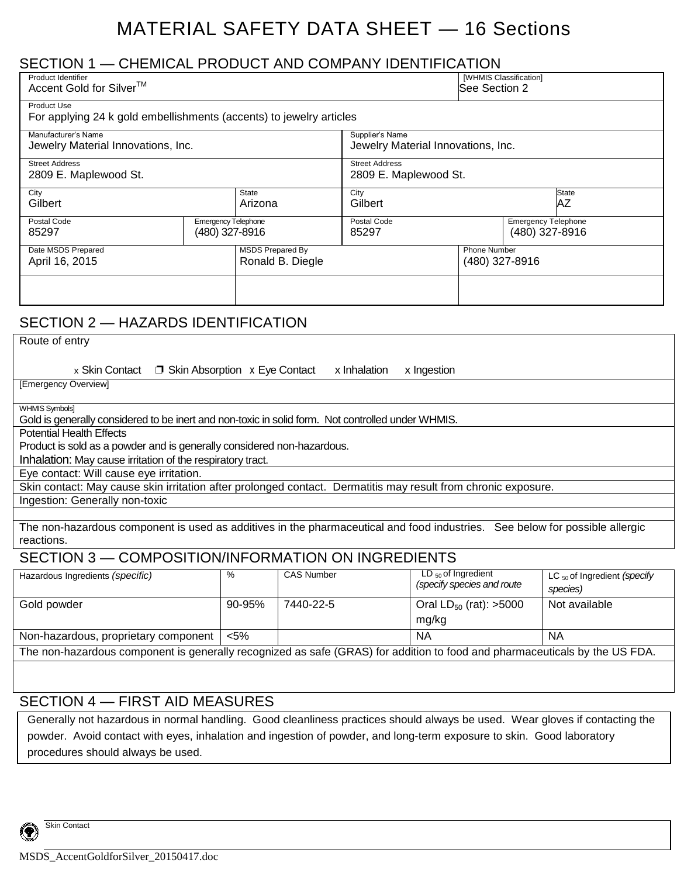# MATERIAL SAFETY DATA SHEET — 16 Sections

## SECTION 1 — CHEMICAL PRODUCT AND COMPANY IDENTIFICATION

| Product Identifier | [WHMIS Classification] |
|---|---|
| Accent Gold for Silver[TM] | See Section 2 |

| Product Use |
|---|
| For applying 24 k gold embellishments (accents) to jewelry articles |

| Manufacturer's Name | | Supplier's Name | |
|---|---|---|---|
| Jewelry Material Innovations, Inc. | | Jewelry Material Innovations, Inc. | |
| **Street Address** | | **Street Address** | |
| 2809 E. Maplewood St. | | 2809 E. Maplewood St. | |
| **City** | **State** | **City** | **State** |
| Gilbert | Arizona | Gilbert | AZ |
| **Postal Code** | **Emergency Telephone** | **Postal Code** | **Emergency Telephone** |
| 85297 | (480) 327-8916 | 85297 | (480) 327-8916 |

| Date MSDS Prepared | MSDS Prepared By | Phone Number |
|---|---|---|
| April 16, 2015 | Ronald B. Diegle | (480) 327-8916 |
| | | |

## SECTION 2 — HAZARDS IDENTIFICATION

Route of entry

x Skin Contact ☐ Skin Absorption x Eye Contact x Inhalation x Ingestion

[Emergency Overview]

WHMIS Symbols]

Gold is generally considered to be inert and non-toxic in solid form. Not controlled under WHMIS.

Potential Health Effects

Product is sold as a powder and is generally considered non-hazardous.

Inhalation: May cause irritation of the respiratory tract.

Eye contact: Will cause eye irritation.

Skin contact: May cause skin irritation after prolonged contact. Dermatitis may result from chronic exposure.

Ingestion: Generally non-toxic

The non-hazardous component is used as additives in the pharmaceutical and food industries. See below for possible allergic reactions.

## SECTION 3 — COMPOSITION/INFORMATION ON INGREDIENTS

| Hazardous Ingredients *(specific)* | % | CAS Number | $LD_{50}$ of Ingredient *(specify species and route* | $LC_{50}$ of Ingredient *(specify species)* |
|---|---|---|---|---|
| Gold powder | 90-95% | 7440-22-5 | Oral $LD_{50}$ (rat): >5000 mg/kg | Not available |
| Non-hazardous, proprietary component | <5% | | NA | NA |

The non-hazardous component is generally recognized as safe (GRAS) for addition to food and pharmaceuticals by the US FDA.

## SECTION 4 — FIRST AID MEASURES

Generally not hazardous in normal handling. Good cleanliness practices should always be used. Wear gloves if contacting the powder. Avoid contact with eyes, inhalation and ingestion of powder, and long-term exposure to skin. Good laboratory procedures should always be used.

Skin Contact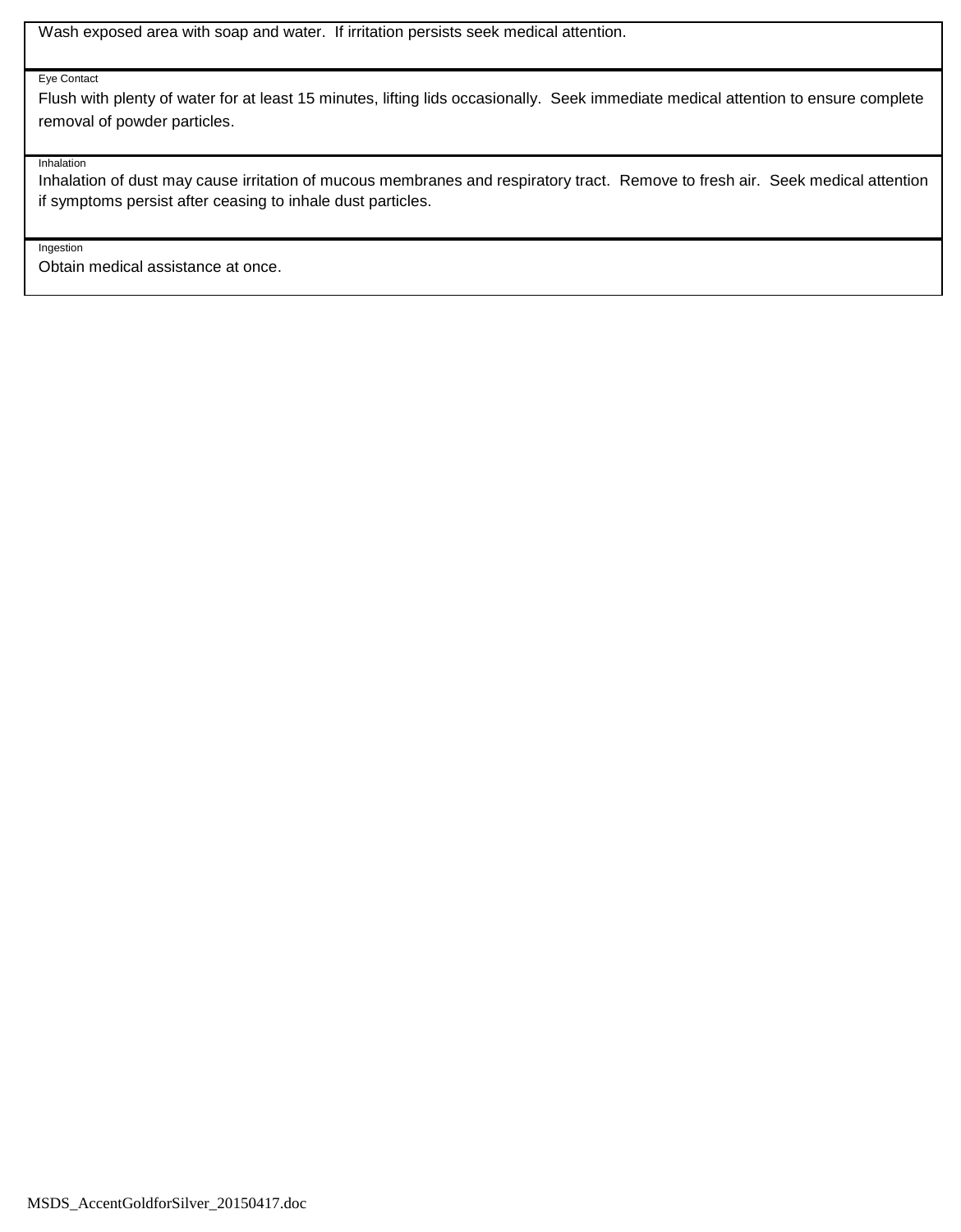Wash exposed area with soap and water. If irritation persists seek medical attention.

Eye Contact

Flush with plenty of water for at least 15 minutes, lifting lids occasionally. Seek immediate medical attention to ensure complete removal of powder particles.

Inhalation

Inhalation of dust may cause irritation of mucous membranes and respiratory tract. Remove to fresh air. Seek medical attention if symptoms persist after ceasing to inhale dust particles.

Ingestion

Obtain medical assistance at once.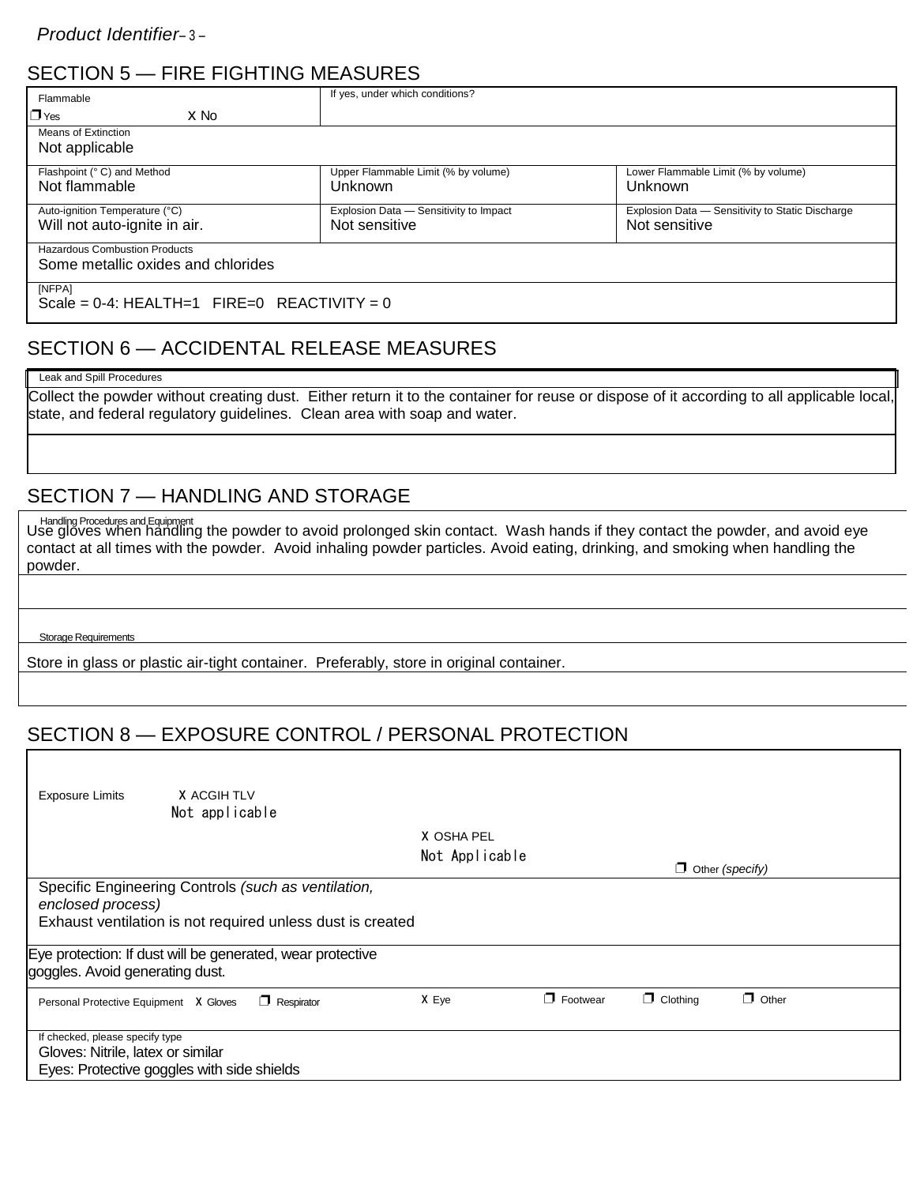## SECTION 5 — FIRE FIGHTING MEASURES

| Flammable | If yes, under which conditions? | |
|---|---|---|
| ❒ Yes X No | | |
| Means of Extinction<br>Not applicable | | |
| Flashpoint (° C) and Method<br>Not flammable | Upper Flammable Limit (% by volume)<br>Unknown | Lower Flammable Limit (% by volume)<br>Unknown |
| Auto-ignition Temperature (°C)<br>Will not auto-ignite in air. | Explosion Data — Sensitivity to Impact<br>Not sensitive | Explosion Data — Sensitivity to Static Discharge<br>Not sensitive |
| Hazardous Combustion Products<br>Some metallic oxides and chlorides | | |
| [NFPA]<br>Scale = 0-4: HEALTH=1 FIRE=0 REACTIVITY = 0 | | |

## SECTION 6 — ACCIDENTAL RELEASE MEASURES

Leak and Spill Procedures

Collect the powder without creating dust. Either return it to the container for reuse or dispose of it according to all applicable local, state, and federal regulatory guidelines. Clean area with soap and water.

## SECTION 7 — HANDLING AND STORAGE

Handling Procedures and Equipment

Use gloves when handling the powder to avoid prolonged skin contact. Wash hands if they contact the powder, and avoid eye contact at all times with the powder. Avoid inhaling powder particles. Avoid eating, drinking, and smoking when handling the powder.

Storage Requirements

Store in glass or plastic air-tight container. Preferably, store in original container.

## SECTION 8 — EXPOSURE CONTROL / PERSONAL PROTECTION

Exposure Limits X ACGIH TLV
Not applicable

X OSHA PEL
Not Applicable

❒ Other *(specify)*

Specific Engineering Controls *(such as ventilation, enclosed process)*
Exhaust ventilation is not required unless dust is created

Eye protection: If dust will be generated, wear protective goggles. Avoid generating dust.

Personal Protective Equipment X Gloves ❒ Respirator X Eye ❒ Footwear ❒ Clothing ❒ Other

If checked, please specify type
Gloves: Nitrile, latex or similar
Eyes: Protective goggles with side shields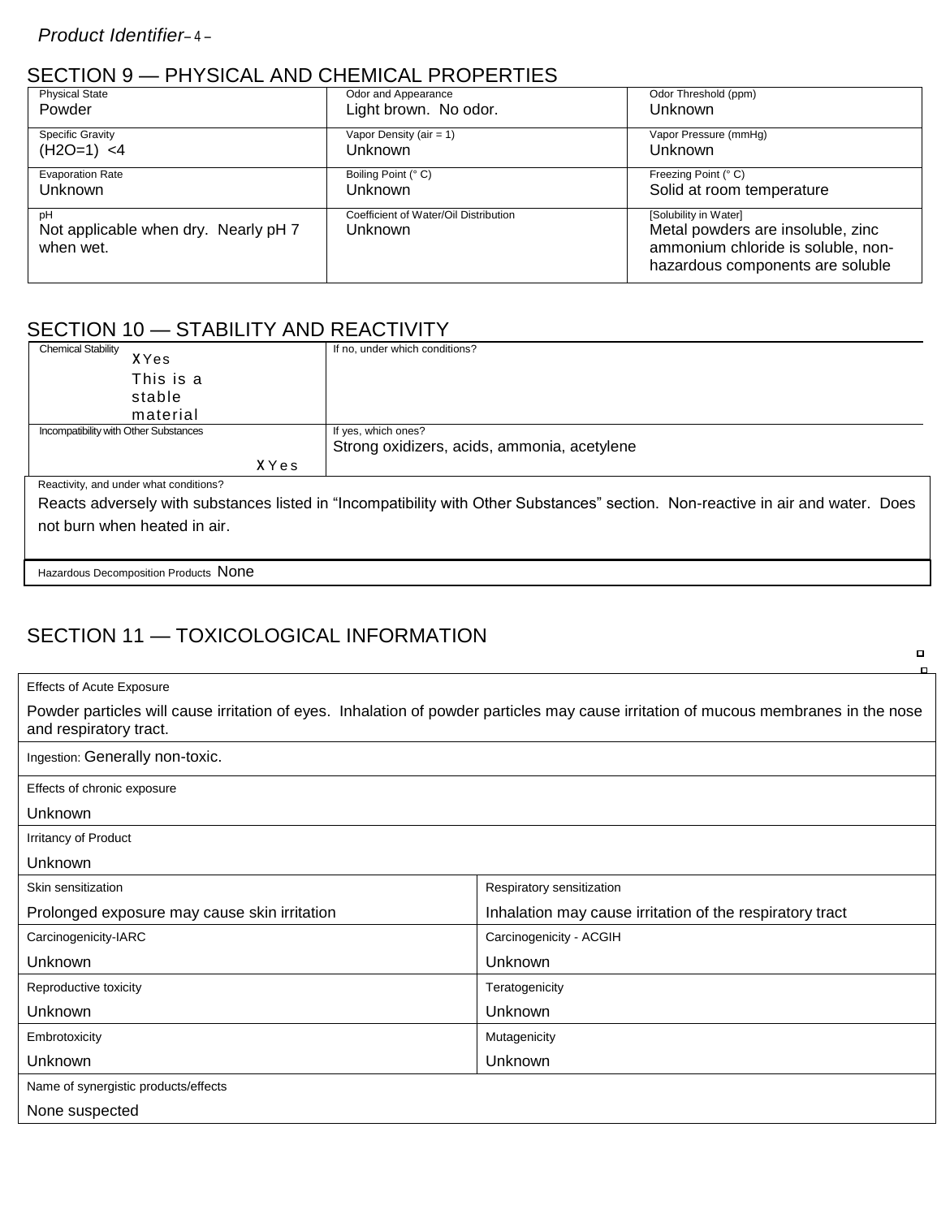## SECTION 9 — PHYSICAL AND CHEMICAL PROPERTIES

| Physical State | Odor and Appearance | Odor Threshold (ppm) |
|---|---|---|
| Powder | Light brown. No odor. | Unknown |
| **Specific Gravity** | **Vapor Density (air = 1)** | **Vapor Pressure (mmHg)** |
| ($H_2O$=1) <4 | Unknown | Unknown |
| **Evaporation Rate** | **Boiling Point (° C)** | **Freezing Point (° C)** |
| Unknown | Unknown | Solid at room temperature |
| **pH** | **Coefficient of Water/Oil Distribution** | **[Solubility in Water]** |
| Not applicable when dry. Nearly pH 7 when wet. | Unknown | Metal powders are insoluble, zinc ammonium chloride is soluble, non-hazardous components are soluble |

## SECTION 10 — STABILITY AND REACTIVITY

| Chemical Stability | If no, under which conditions? |
|---|---|
| X Yes This is a stable material | |
| **Incompatibility with Other Substances** | **If yes, which ones?** |
| X Yes | Strong oxidizers, acids, ammonia, acetylene |

Reactivity, and under what conditions?

Reacts adversely with substances listed in "Incompatibility with Other Substances" section. Non-reactive in air and water. Does not burn when heated in air.

Hazardous Decomposition Products None

## SECTION 11 — TOXICOLOGICAL INFORMATION

Effects of Acute Exposure

Powder particles will cause irritation of eyes. Inhalation of powder particles may cause irritation of mucous membranes in the nose and respiratory tract.

Ingestion: Generally non-toxic.

Effects of chronic exposure

Unknown

Irritancy of Product

Unknown

| Skin sensitization | Respiratory sensitization |
|---|---|
| Prolonged exposure may cause skin irritation | Inhalation may cause irritation of the respiratory tract |
| **Carcinogenicity-IARC** | **Carcinogenicity - ACGIH** |
| Unknown | Unknown |
| **Reproductive toxicity** | **Teratogenicity** |
| Unknown | Unknown |
| **Embrotoxicity** | **Mutagenicity** |
| Unknown | Unknown |

Name of synergistic products/effects

None suspected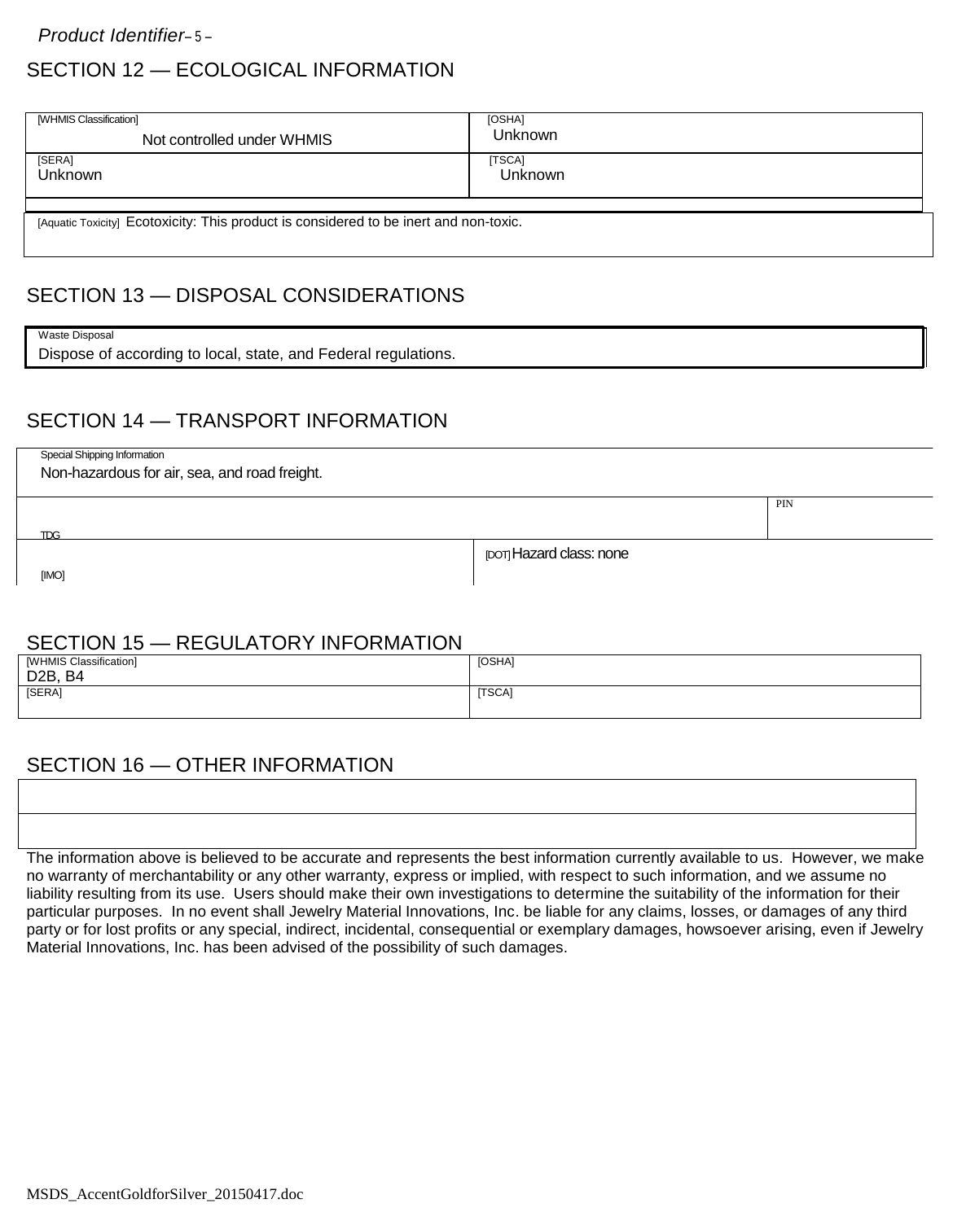## SECTION 12 — ECOLOGICAL INFORMATION

| | |
|---|---|
| [WHMIS Classification] Not controlled under WHMIS | [OSHA] Unknown |
| [SERA] Unknown | [TSCA] Unknown |

[Aquatic Toxicity] Ecotoxicity: This product is considered to be inert and non-toxic.

## SECTION 13 — DISPOSAL CONSIDERATIONS

Waste Disposal

Dispose of according to local, state, and Federal regulations.

## SECTION 14 — TRANSPORT INFORMATION

Special Shipping Information

Non-hazardous for air, sea, and road freight.

| | |
|---|---|
| TDG | PIN |
| [IMO] | [DOT] Hazard class: none |

## SECTION 15 — REGULATORY INFORMATION

| | |
|---|---|
| [WHMIS Classification] D2B, B4 | [OSHA] |
| [SERA] | [TSCA] |

## SECTION 16 — OTHER INFORMATION

The information above is believed to be accurate and represents the best information currently available to us. However, we make no warranty of merchantability or any other warranty, express or implied, with respect to such information, and we assume no liability resulting from its use. Users should make their own investigations to determine the suitability of the information for their particular purposes. In no event shall Jewelry Material Innovations, Inc. be liable for any claims, losses, or damages of any third party or for lost profits or any special, indirect, incidental, consequential or exemplary damages, howsoever arising, even if Jewelry Material Innovations, Inc. has been advised of the possibility of such damages.